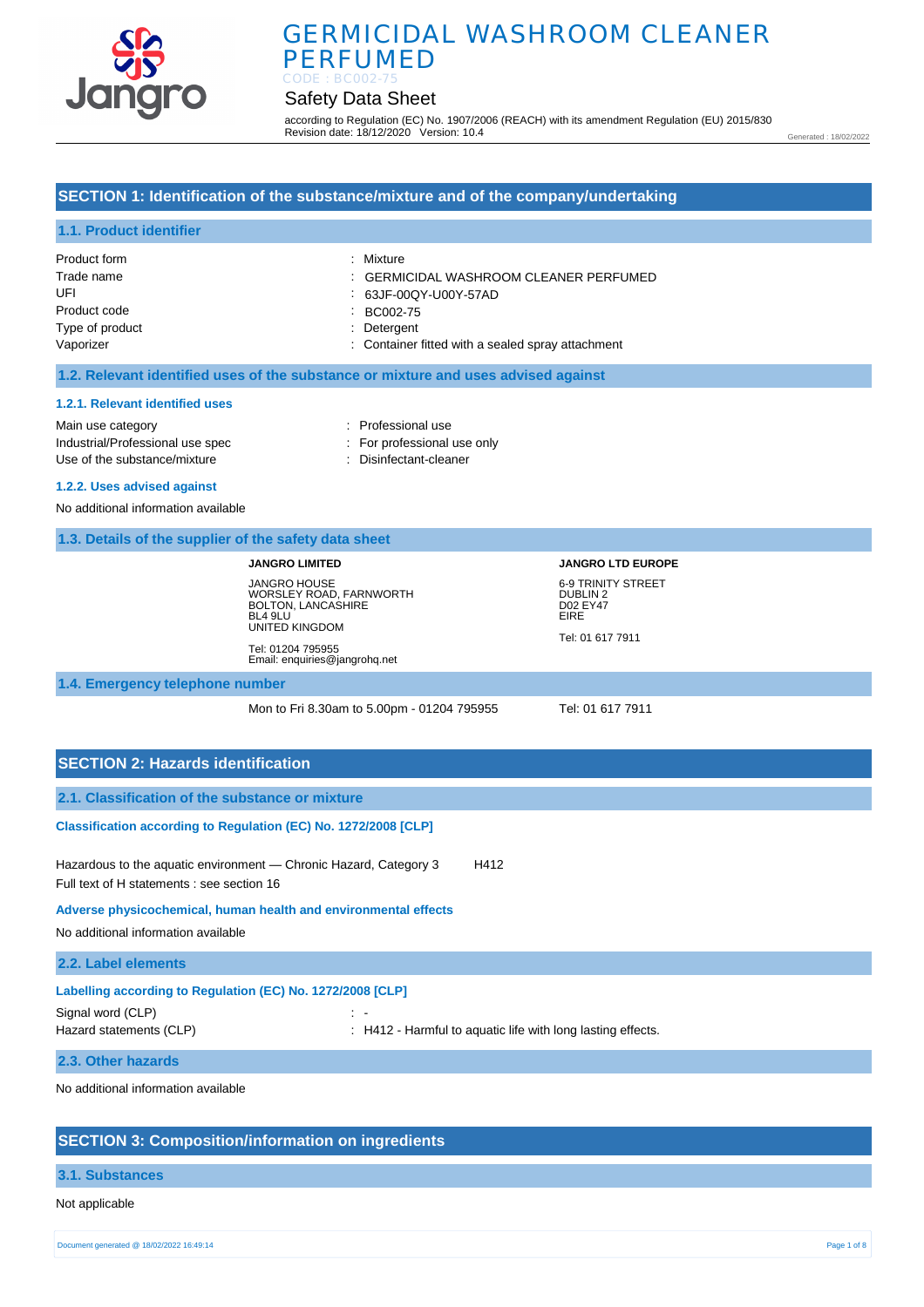# GERMICIDAL WASHROOM CLEANER PERFUMED

CODE : BC002-75

## Safety Data Sheet

according to Regulation (EC) No. 1907/2006 (REACH) with its amendment Regulation (EU) 2015/830
Revision date: 18/12/2020 Version: 10.4

Generated : 18/02/2022

## SECTION 1: Identification of the substance/mixture and of the company/undertaking

### 1.1. Product identifier

| | |
|---|---|
| Product form | : Mixture |
| Trade name | : GERMICIDAL WASHROOM CLEANER PERFUMED |
| UFI | : 63JF-00QY-U00Y-57AD |
| Product code | : BC002-75 |
| Type of product | : Detergent |
| Vaporizer | : Container fitted with a sealed spray attachment |

### 1.2. Relevant identified uses of the substance or mixture and uses advised against

#### 1.2.1. Relevant identified uses

| | |
|---|---|
| Main use category | : Professional use |
| Industrial/Professional use spec | : For professional use only |
| Use of the substance/mixture | : Disinfectant-cleaner |

#### 1.2.2. Uses advised against

No additional information available

### 1.3. Details of the supplier of the safety data sheet

**JANGRO LIMITED**

JANGRO HOUSE
WORSLEY ROAD, FARNWORTH
BOLTON, LANCASHIRE
BL4 9LU
UNITED KINGDOM

Tel: 01204 795955
Email: enquiries@jangrohq.net

**JANGRO LTD EUROPE**

6-9 TRINITY STREET
DUBLIN 2
D02 EY47
EIRE

Tel: 01 617 7911

### 1.4. Emergency telephone number

Mon to Fri 8.30am to 5.00pm - 01204 795955

Tel: 01 617 7911

## SECTION 2: Hazards identification

### 2.1. Classification of the substance or mixture

#### Classification according to Regulation (EC) No. 1272/2008 [CLP]

Hazardous to the aquatic environment — Chronic Hazard, Category 3 H412

Full text of H statements : see section 16

#### Adverse physicochemical, human health and environmental effects

No additional information available

### 2.2. Label elements

#### Labelling according to Regulation (EC) No. 1272/2008 [CLP]

| | |
|---|---|
| Signal word (CLP) | : - |
| Hazard statements (CLP) | : H412 - Harmful to aquatic life with long lasting effects. |

### 2.3. Other hazards

No additional information available

## SECTION 3: Composition/information on ingredients

### 3.1. Substances

Not applicable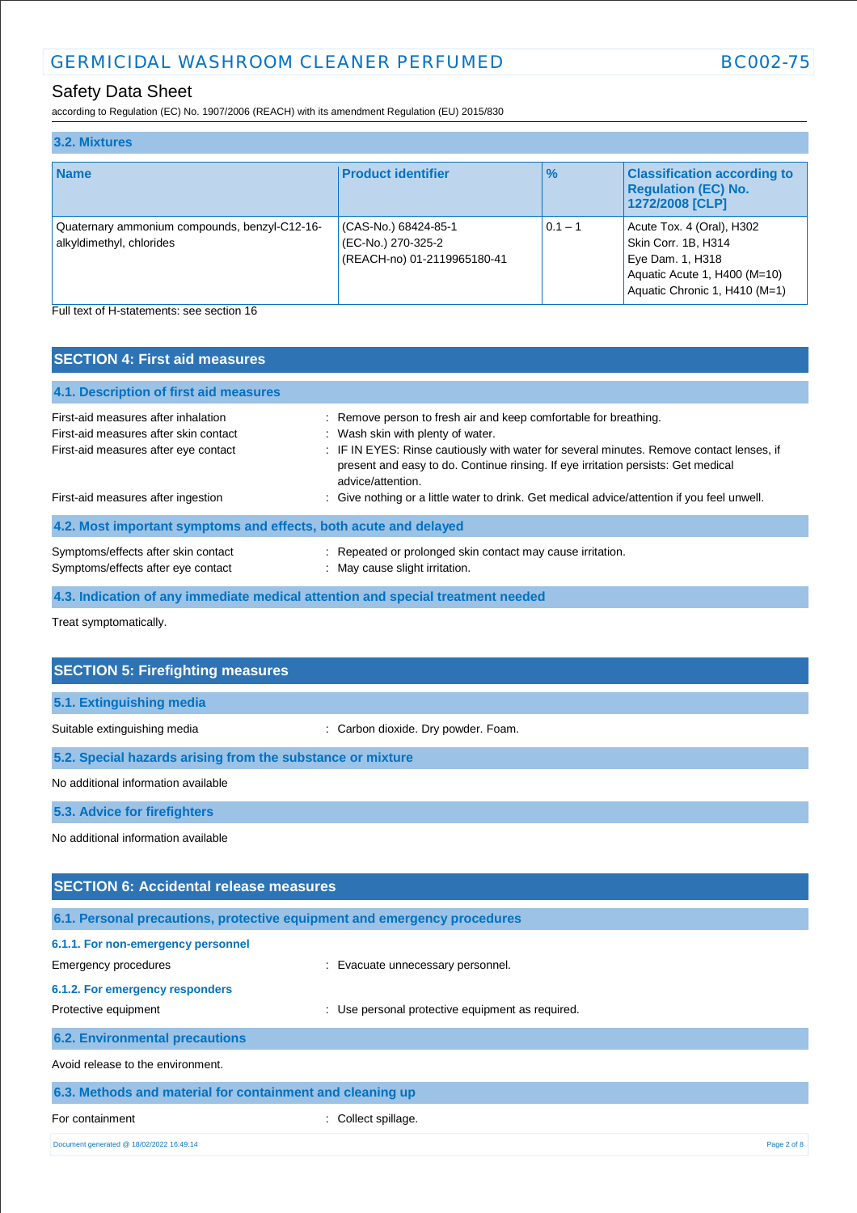### 3.2. Mixtures

| Name | Product identifier | % | Classification according to Regulation (EC) No. 1272/2008 [CLP] |
|---|---|---|---|
| Quaternary ammonium compounds, benzyl-C12-16-alkyldimethyl, chlorides | (CAS-No.) 68424-85-1<br>(EC-No.) 270-325-2<br>(REACH-no) 01-2119965180-41 | 0.1 – 1 | Acute Tox. 4 (Oral), H302<br>Skin Corr. 1B, H314<br>Eye Dam. 1, H318<br>Aquatic Acute 1, H400 (M=10)<br>Aquatic Chronic 1, H410 (M=1) |

Full text of H-statements: see section 16

## SECTION 4: First aid measures

### 4.1. Description of first aid measures

First-aid measures after inhalation : Remove person to fresh air and keep comfortable for breathing.

First-aid measures after skin contact : Wash skin with plenty of water.

First-aid measures after eye contact : IF IN EYES: Rinse cautiously with water for several minutes. Remove contact lenses, if present and easy to do. Continue rinsing. If eye irritation persists: Get medical advice/attention.

First-aid measures after ingestion : Give nothing or a little water to drink. Get medical advice/attention if you feel unwell.

### 4.2. Most important symptoms and effects, both acute and delayed

Symptoms/effects after skin contact : Repeated or prolonged skin contact may cause irritation.

Symptoms/effects after eye contact : May cause slight irritation.

### 4.3. Indication of any immediate medical attention and special treatment needed

Treat symptomatically.

## SECTION 5: Firefighting measures

### 5.1. Extinguishing media

Suitable extinguishing media : Carbon dioxide. Dry powder. Foam.

### 5.2. Special hazards arising from the substance or mixture

No additional information available

### 5.3. Advice for firefighters

No additional information available

## SECTION 6: Accidental release measures

### 6.1. Personal precautions, protective equipment and emergency procedures

#### 6.1.1. For non-emergency personnel

Emergency procedures : Evacuate unnecessary personnel.

#### 6.1.2. For emergency responders

Protective equipment : Use personal protective equipment as required.

### 6.2. Environmental precautions

Avoid release to the environment.

### 6.3. Methods and material for containment and cleaning up

For containment : Collect spillage.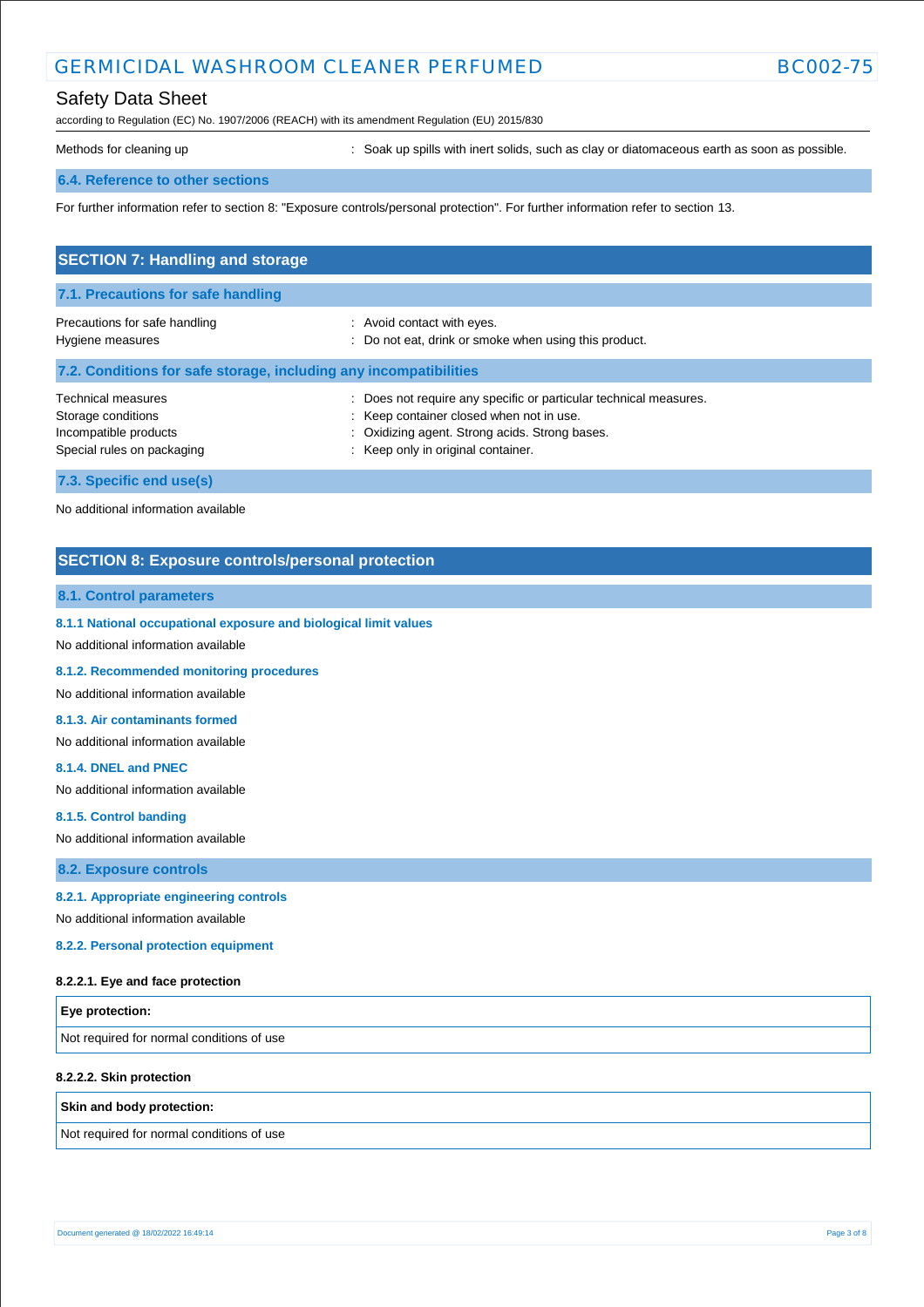| | |
|---|---|
| Methods for cleaning up | : Soak up spills with inert solids, such as clay or diatomaceous earth as soon as possible. |

### 6.4. Reference to other sections

For further information refer to section 8: "Exposure controls/personal protection". For further information refer to section 13.

## SECTION 7: Handling and storage

### 7.1. Precautions for safe handling

| | |
|---|---|
| Precautions for safe handling | : Avoid contact with eyes. |
| Hygiene measures | : Do not eat, drink or smoke when using this product. |

### 7.2. Conditions for safe storage, including any incompatibilities

| | |
|---|---|
| Technical measures | : Does not require any specific or particular technical measures. |
| Storage conditions | : Keep container closed when not in use. |
| Incompatible products | : Oxidizing agent. Strong acids. Strong bases. |
| Special rules on packaging | : Keep only in original container. |

### 7.3. Specific end use(s)

No additional information available

## SECTION 8: Exposure controls/personal protection

### 8.1. Control parameters

#### 8.1.1 National occupational exposure and biological limit values

No additional information available

#### 8.1.2. Recommended monitoring procedures

No additional information available

#### 8.1.3. Air contaminants formed

No additional information available

#### 8.1.4. DNEL and PNEC

No additional information available

#### 8.1.5. Control banding

No additional information available

### 8.2. Exposure controls

#### 8.2.1. Appropriate engineering controls

No additional information available

#### 8.2.2. Personal protection equipment

**8.2.2.1. Eye and face protection**

| Eye protection: |
|---|
| Not required for normal conditions of use |

**8.2.2.2. Skin protection**

| Skin and body protection: |
|---|
| Not required for normal conditions of use |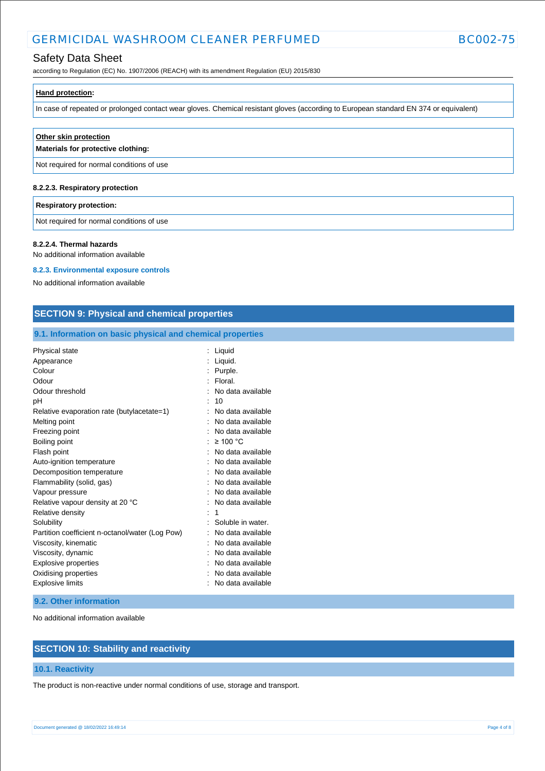| **Hand protection:** |
|---|
| In case of repeated or prolonged contact wear gloves. Chemical resistant gloves (according to European standard EN 374 or equivalent) |

| **Other skin protection** **Materials for protective clothing:** |
|---|
| Not required for normal conditions of use |

#### 8.2.2.3. Respiratory protection

| **Respiratory protection:** |
|---|
| Not required for normal conditions of use |

#### 8.2.2.4. Thermal hazards

No additional information available

### 8.2.3. Environmental exposure controls

No additional information available

## SECTION 9: Physical and chemical properties

### 9.1. Information on basic physical and chemical properties

| | |
|---|---|
| Physical state | : Liquid |
| Appearance | : Liquid. |
| Colour | : Purple. |
| Odour | : Floral. |
| Odour threshold | : No data available |
| pH | : 10 |
| Relative evaporation rate (butylacetate=1) | : No data available |
| Melting point | : No data available |
| Freezing point | : No data available |
| Boiling point | : ≥ 100 °C |
| Flash point | : No data available |
| Auto-ignition temperature | : No data available |
| Decomposition temperature | : No data available |
| Flammability (solid, gas) | : No data available |
| Vapour pressure | : No data available |
| Relative vapour density at 20 °C | : No data available |
| Relative density | : 1 |
| Solubility | : Soluble in water. |
| Partition coefficient n-octanol/water (Log Pow) | : No data available |
| Viscosity, kinematic | : No data available |
| Viscosity, dynamic | : No data available |
| Explosive properties | : No data available |
| Oxidising properties | : No data available |
| Explosive limits | : No data available |

### 9.2. Other information

No additional information available

## SECTION 10: Stability and reactivity

### 10.1. Reactivity

The product is non-reactive under normal conditions of use, storage and transport.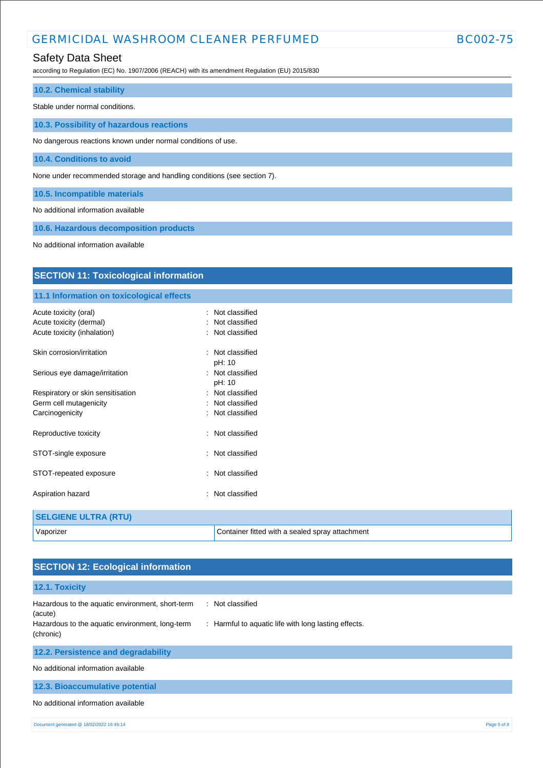### 10.2. Chemical stability

Stable under normal conditions.

### 10.3. Possibility of hazardous reactions

No dangerous reactions known under normal conditions of use.

### 10.4. Conditions to avoid

None under recommended storage and handling conditions (see section 7).

### 10.5. Incompatible materials

No additional information available

### 10.6. Hazardous decomposition products

No additional information available

## SECTION 11: Toxicological information

### 11.1 Information on toxicological effects

Acute toxicity (oral) : Not classified
Acute toxicity (dermal) : Not classified
Acute toxicity (inhalation) : Not classified

Skin corrosion/irritation : Not classified
pH: 10

Serious eye damage/irritation : Not classified
pH: 10

Respiratory or skin sensitisation : Not classified
Germ cell mutagenicity : Not classified
Carcinogenicity : Not classified

Reproductive toxicity : Not classified

STOT-single exposure : Not classified

STOT-repeated exposure : Not classified

Aspiration hazard : Not classified

| SELGIENE ULTRA (RTU) | |
|---|---|
| Vaporizer | Container fitted with a sealed spray attachment |

## SECTION 12: Ecological information

### 12.1. Toxicity

Hazardous to the aquatic environment, short-term (acute) : Not classified
Hazardous to the aquatic environment, long-term (chronic) : Harmful to aquatic life with long lasting effects.

### 12.2. Persistence and degradability

No additional information available

### 12.3. Bioaccumulative potential

No additional information available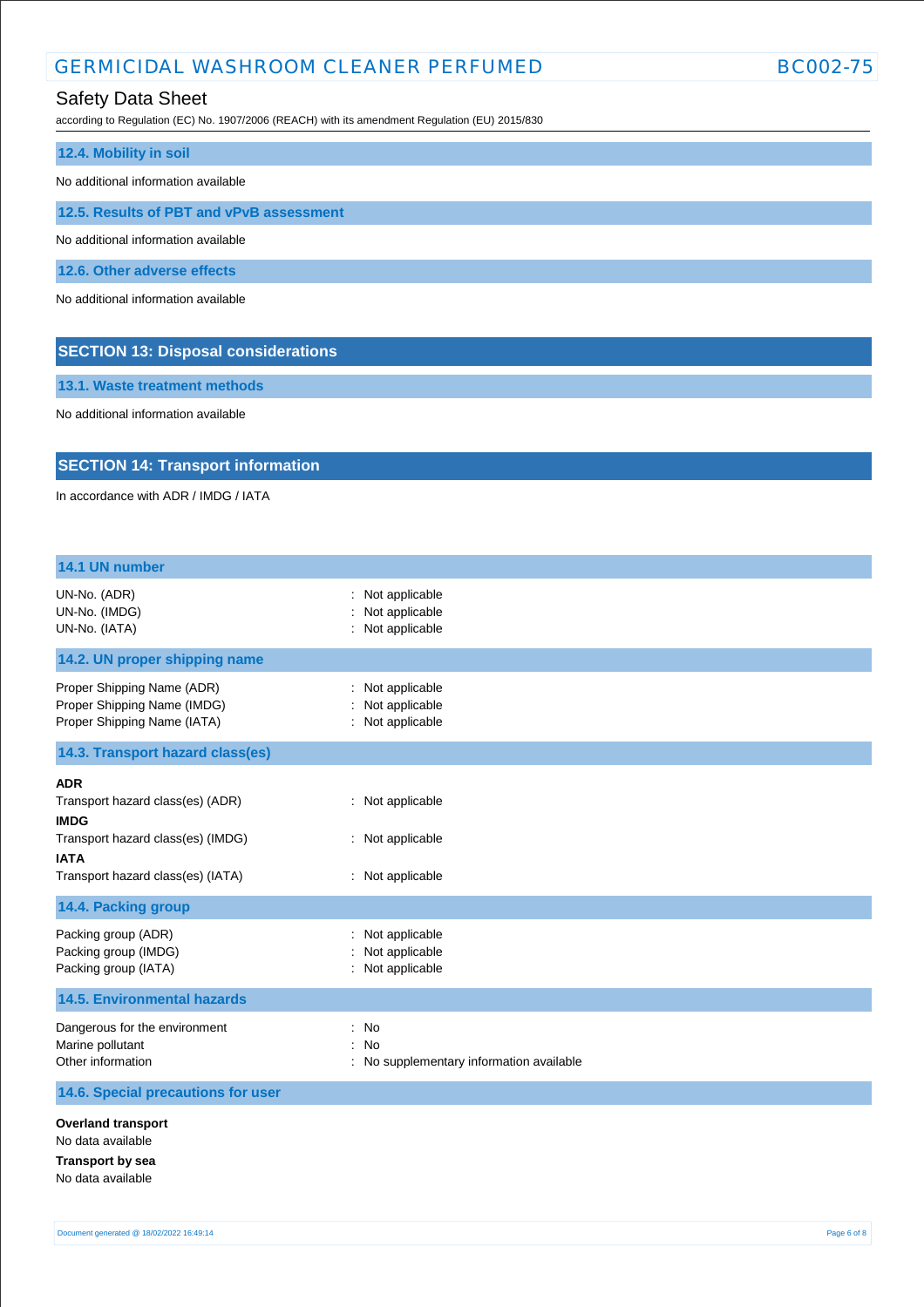### 12.4. Mobility in soil

No additional information available

### 12.5. Results of PBT and vPvB assessment

No additional information available

### 12.6. Other adverse effects

No additional information available

## SECTION 13: Disposal considerations

### 13.1. Waste treatment methods

No additional information available

## SECTION 14: Transport information

In accordance with ADR / IMDG / IATA

### 14.1 UN number

| | |
|---|---|
| UN-No. (ADR) | : Not applicable |
| UN-No. (IMDG) | : Not applicable |
| UN-No. (IATA) | : Not applicable |

### 14.2. UN proper shipping name

| | |
|---|---|
| Proper Shipping Name (ADR) | : Not applicable |
| Proper Shipping Name (IMDG) | : Not applicable |
| Proper Shipping Name (IATA) | : Not applicable |

### 14.3. Transport hazard class(es)

**ADR**

| | |
|---|---|
| Transport hazard class(es) (ADR) | : Not applicable |

**IMDG**

| | |
|---|---|
| Transport hazard class(es) (IMDG) | : Not applicable |

**IATA**

| | |
|---|---|
| Transport hazard class(es) (IATA) | : Not applicable |

### 14.4. Packing group

| | |
|---|---|
| Packing group (ADR) | : Not applicable |
| Packing group (IMDG) | : Not applicable |
| Packing group (IATA) | : Not applicable |

### 14.5. Environmental hazards

| | |
|---|---|
| Dangerous for the environment | : No |
| Marine pollutant | : No |
| Other information | : No supplementary information available |

### 14.6. Special precautions for user

**Overland transport**

No data available

**Transport by sea**

No data available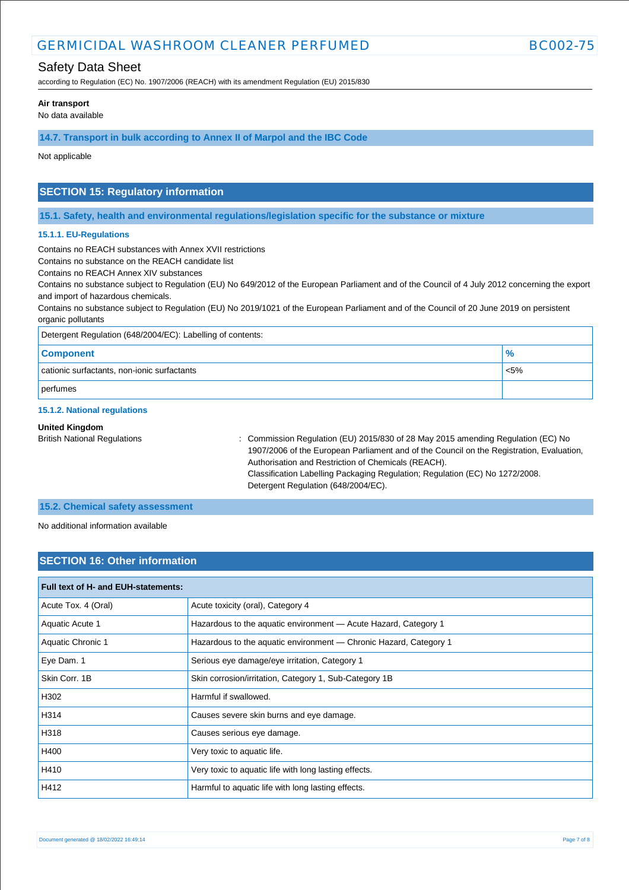**Air transport**

No data available

### 14.7. Transport in bulk according to Annex II of Marpol and the IBC Code

Not applicable

## SECTION 15: Regulatory information

### 15.1. Safety, health and environmental regulations/legislation specific for the substance or mixture

#### 15.1.1. EU-Regulations

Contains no REACH substances with Annex XVII restrictions
Contains no substance on the REACH candidate list
Contains no REACH Annex XIV substances
Contains no substance subject to Regulation (EU) No 649/2012 of the European Parliament and of the Council of 4 July 2012 concerning the export and import of hazardous chemicals.
Contains no substance subject to Regulation (EU) No 2019/1021 of the European Parliament and of the Council of 20 June 2019 on persistent organic pollutants

| Detergent Regulation (648/2004/EC): Labelling of contents: | |
|---|---|
| **Component** | **%** |
| cationic surfactants, non-ionic surfactants | <5% |
| perfumes | |

#### 15.1.2. National regulations

**United Kingdom**

British National Regulations : Commission Regulation (EU) 2015/830 of 28 May 2015 amending Regulation (EC) No 1907/2006 of the European Parliament and of the Council on the Registration, Evaluation, Authorisation and Restriction of Chemicals (REACH).
Classification Labelling Packaging Regulation; Regulation (EC) No 1272/2008.
Detergent Regulation (648/2004/EC).

### 15.2. Chemical safety assessment

No additional information available

## SECTION 16: Other information

| Full text of H- and EUH-statements: | |
|---|---|
| Acute Tox. 4 (Oral) | Acute toxicity (oral), Category 4 |
| Aquatic Acute 1 | Hazardous to the aquatic environment — Acute Hazard, Category 1 |
| Aquatic Chronic 1 | Hazardous to the aquatic environment — Chronic Hazard, Category 1 |
| Eye Dam. 1 | Serious eye damage/eye irritation, Category 1 |
| Skin Corr. 1B | Skin corrosion/irritation, Category 1, Sub-Category 1B |
| H302 | Harmful if swallowed. |
| H314 | Causes severe skin burns and eye damage. |
| H318 | Causes serious eye damage. |
| H400 | Very toxic to aquatic life. |
| H410 | Very toxic to aquatic life with long lasting effects. |
| H412 | Harmful to aquatic life with long lasting effects. |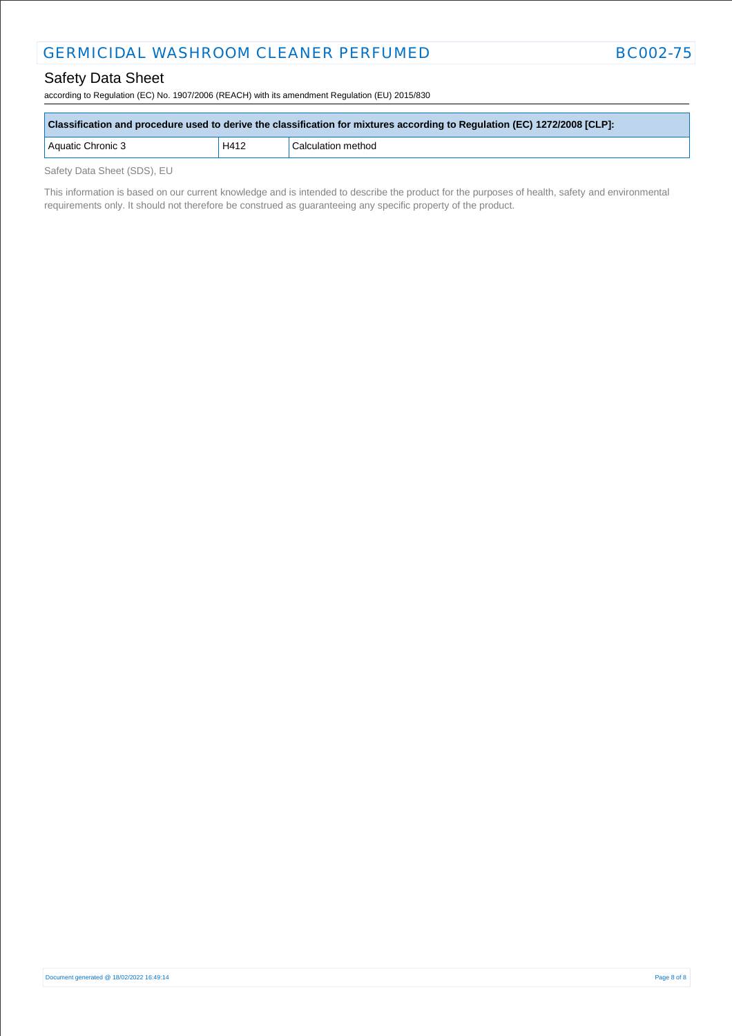| Classification and procedure used to derive the classification for mixtures according to Regulation (EC) 1272/2008 [CLP]: | | |
|---|---|---|
| Aquatic Chronic 3 | H412 | Calculation method |

Safety Data Sheet (SDS), EU

This information is based on our current knowledge and is intended to describe the product for the purposes of health, safety and environmental requirements only. It should not therefore be construed as guaranteeing any specific property of the product.